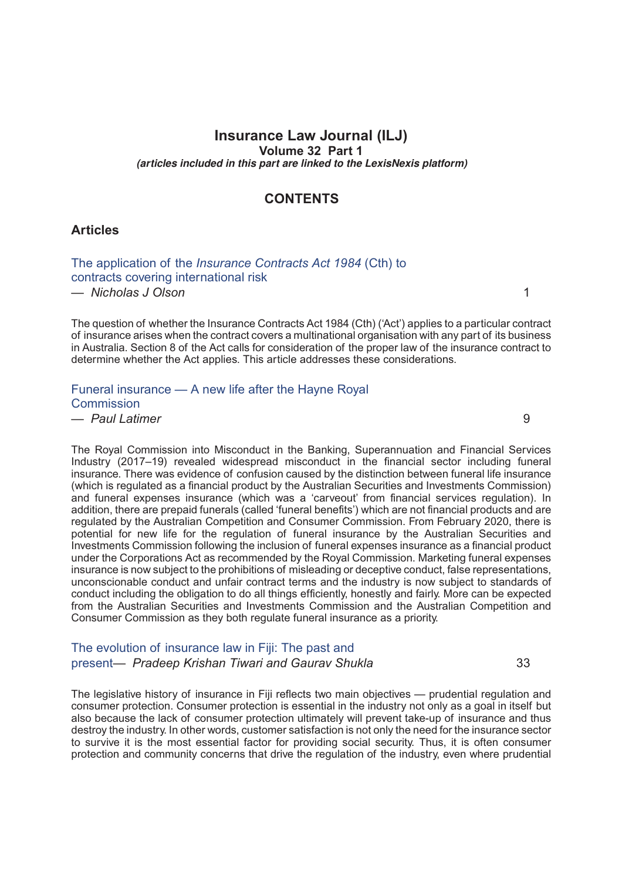# Insurance Law Journal (ILJ)

**Volume 32 Part 1**

***(articles included in this part are linked to the LexisNexis platform)***

## CONTENTS

### Articles

The application of the *Insurance Contracts Act 1984* (Cth) to contracts covering international risk
— *Nicholas J Olson* 1

The question of whether the Insurance Contracts Act 1984 (Cth) ('Act') applies to a particular contract of insurance arises when the contract covers a multinational organisation with any part of its business in Australia. Section 8 of the Act calls for consideration of the proper law of the insurance contract to determine whether the Act applies. This article addresses these considerations.

Funeral insurance — A new life after the Hayne Royal Commission
— *Paul Latimer* 9

The Royal Commission into Misconduct in the Banking, Superannuation and Financial Services Industry (2017–19) revealed widespread misconduct in the financial sector including funeral insurance. There was evidence of confusion caused by the distinction between funeral life insurance (which is regulated as a financial product by the Australian Securities and Investments Commission) and funeral expenses insurance (which was a 'carveout' from financial services regulation). In addition, there are prepaid funerals (called 'funeral benefits') which are not financial products and are regulated by the Australian Competition and Consumer Commission. From February 2020, there is potential for new life for the regulation of funeral insurance by the Australian Securities and Investments Commission following the inclusion of funeral expenses insurance as a financial product under the Corporations Act as recommended by the Royal Commission. Marketing funeral expenses insurance is now subject to the prohibitions of misleading or deceptive conduct, false representations, unconscionable conduct and unfair contract terms and the industry is now subject to standards of conduct including the obligation to do all things efficiently, honestly and fairly. More can be expected from the Australian Securities and Investments Commission and the Australian Competition and Consumer Commission as they both regulate funeral insurance as a priority.

The evolution of insurance law in Fiji: The past and present— *Pradeep Krishan Tiwari and Gaurav Shukla* 33

The legislative history of insurance in Fiji reflects two main objectives — prudential regulation and consumer protection. Consumer protection is essential in the industry not only as a goal in itself but also because the lack of consumer protection ultimately will prevent take-up of insurance and thus destroy the industry. In other words, customer satisfaction is not only the need for the insurance sector to survive it is the most essential factor for providing social security. Thus, it is often consumer protection and community concerns that drive the regulation of the industry, even where prudential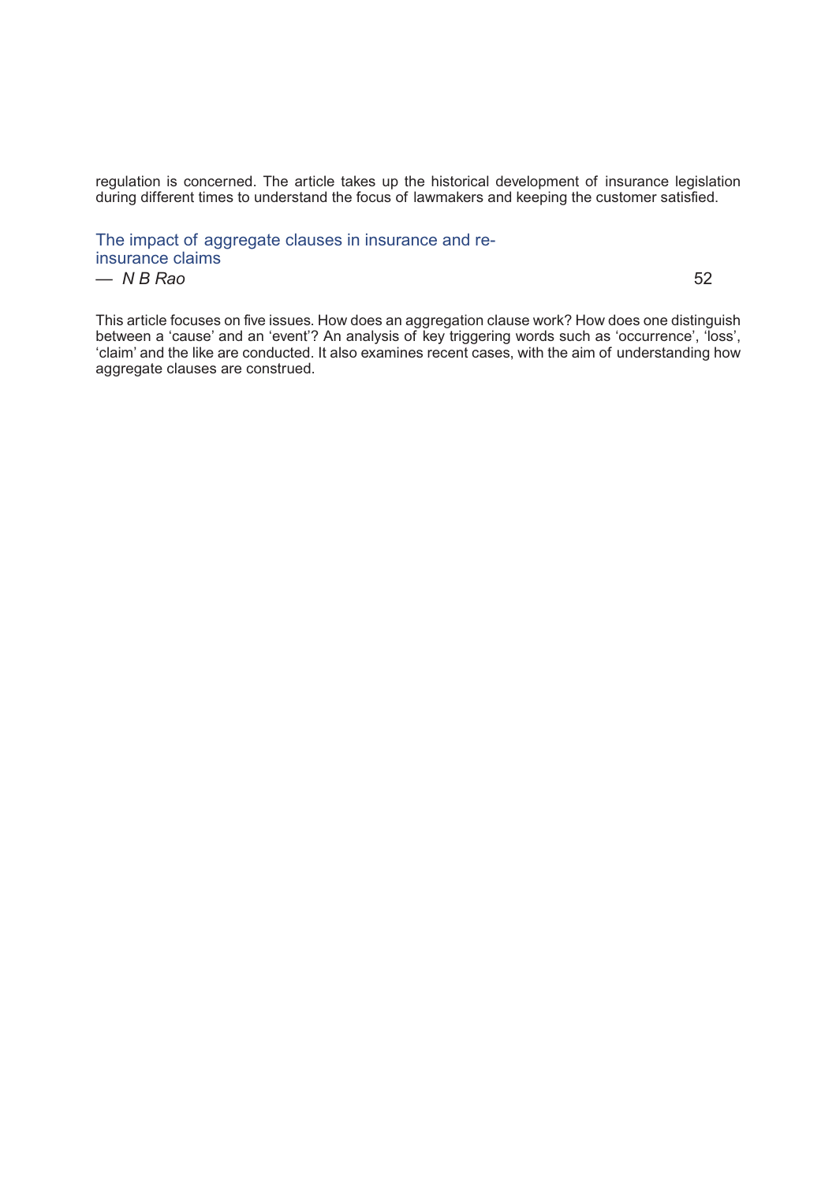regulation is concerned. The article takes up the historical development of insurance legislation during different times to understand the focus of lawmakers and keeping the customer satisfied.

## The impact of aggregate clauses in insurance and re-insurance claims

— *N B Rao* 52

This article focuses on five issues. How does an aggregation clause work? How does one distinguish between a 'cause' and an 'event'? An analysis of key triggering words such as 'occurrence', 'loss', 'claim' and the like are conducted. It also examines recent cases, with the aim of understanding how aggregate clauses are construed.